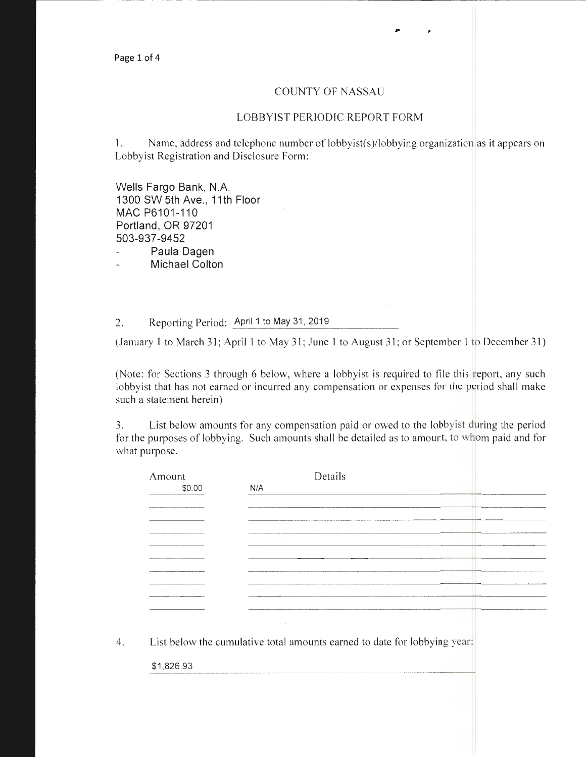# COUNTY OF NASSAU

## LOBBYIST PERIODIC REPORT FORM

1. Name, address and telephone number of lobbyist(s)/lobbying organization as it appears on Lobbyist Registration and Disclosure Form:

Wells Fargo Bank, N.A.
1300 SW 5th Ave., 11th Floor
MAC P6101-110
Portland, OR 97201
503-937-9452

- Paula Dagen
- Michael Colton

2. Reporting Period: April 1 to May 31, 2019

(January 1 to March 31; April 1 to May 31; June 1 to August 31; or September 1 to December 31)

(Note: for Sections 3 through 6 below, where a lobbyist is required to file this report, any such lobbyist that has not earned or incurred any compensation or expenses for the period shall make such a statement herein)

3. List below amounts for any compensation paid or owed to the lobbyist during the period for the purposes of lobbying. Such amounts shall be detailed as to amourt, to whom paid and for what purpose.

| Amount | Details |
|---|---|
| $0.00 | N/A |

4. List below the cumulative total amounts earned to date for lobbying year:

$1,826.93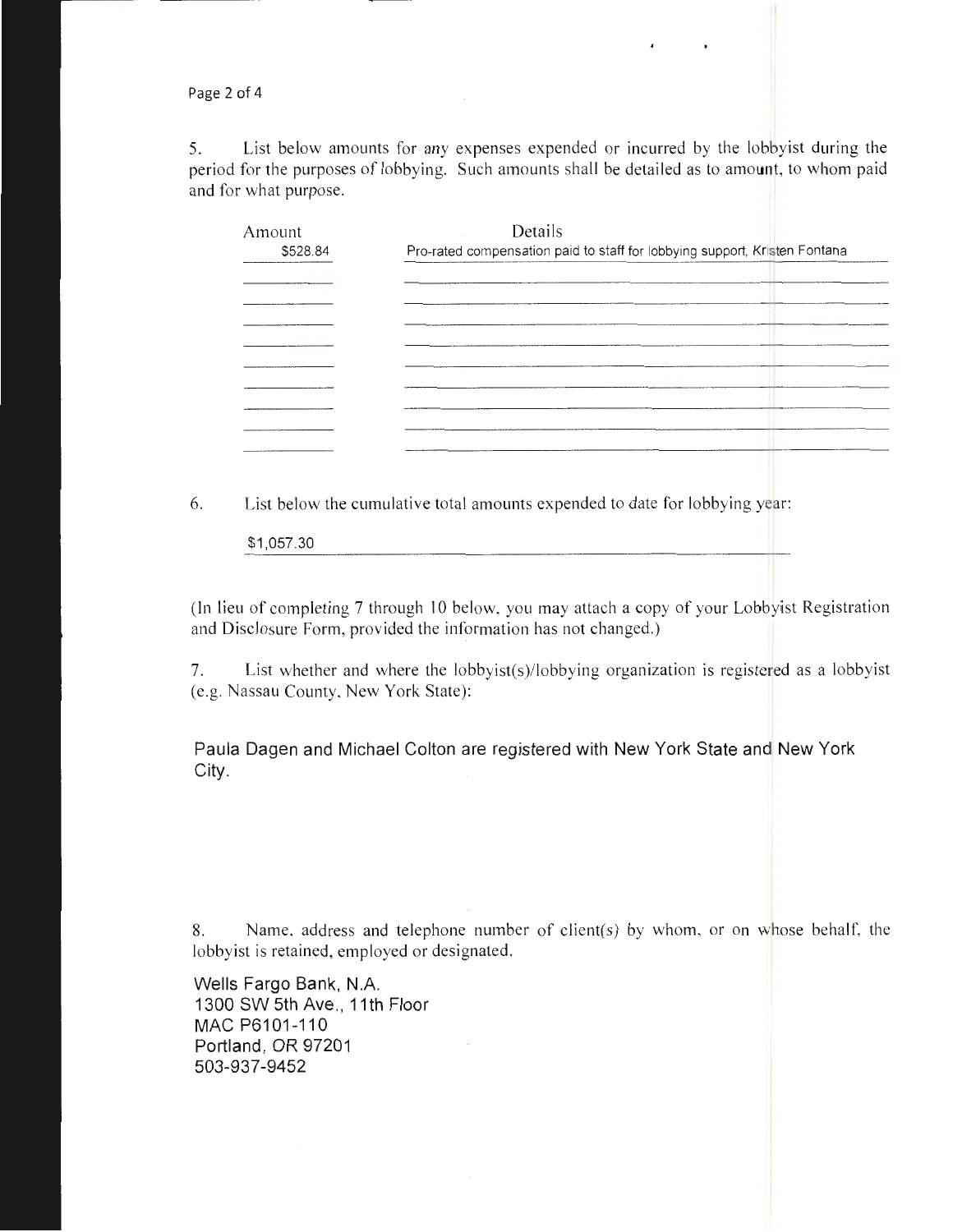5. List below amounts for any expenses expended or incurred by the lobbyist during the period for the purposes of lobbying. Such amounts shall be detailed as to amount, to whom paid and for what purpose.

| Amount | Details |
| --- | --- |
| $528.84 | Pro-rated compensation paid to staff for lobbying support, Kristen Fontana |

6. List below the cumulative total amounts expended to date for lobbying year:

$1,057.30

(In lieu of completing 7 through 10 below, you may attach a copy of your Lobbyist Registration and Disclosure Form, provided the information has not changed.)

7. List whether and where the lobbyist(s)/lobbying organization is registered as a lobbyist (e.g. Nassau County, New York State):

Paula Dagen and Michael Colton are registered with New York State and New York City.

8. Name, address and telephone number of client(s) by whom, or on whose behalf, the lobbyist is retained, employed or designated.

Wells Fargo Bank, N.A.
1300 SW 5th Ave., 11th Floor
MAC P6101-110
Portland, OR 97201
503-937-9452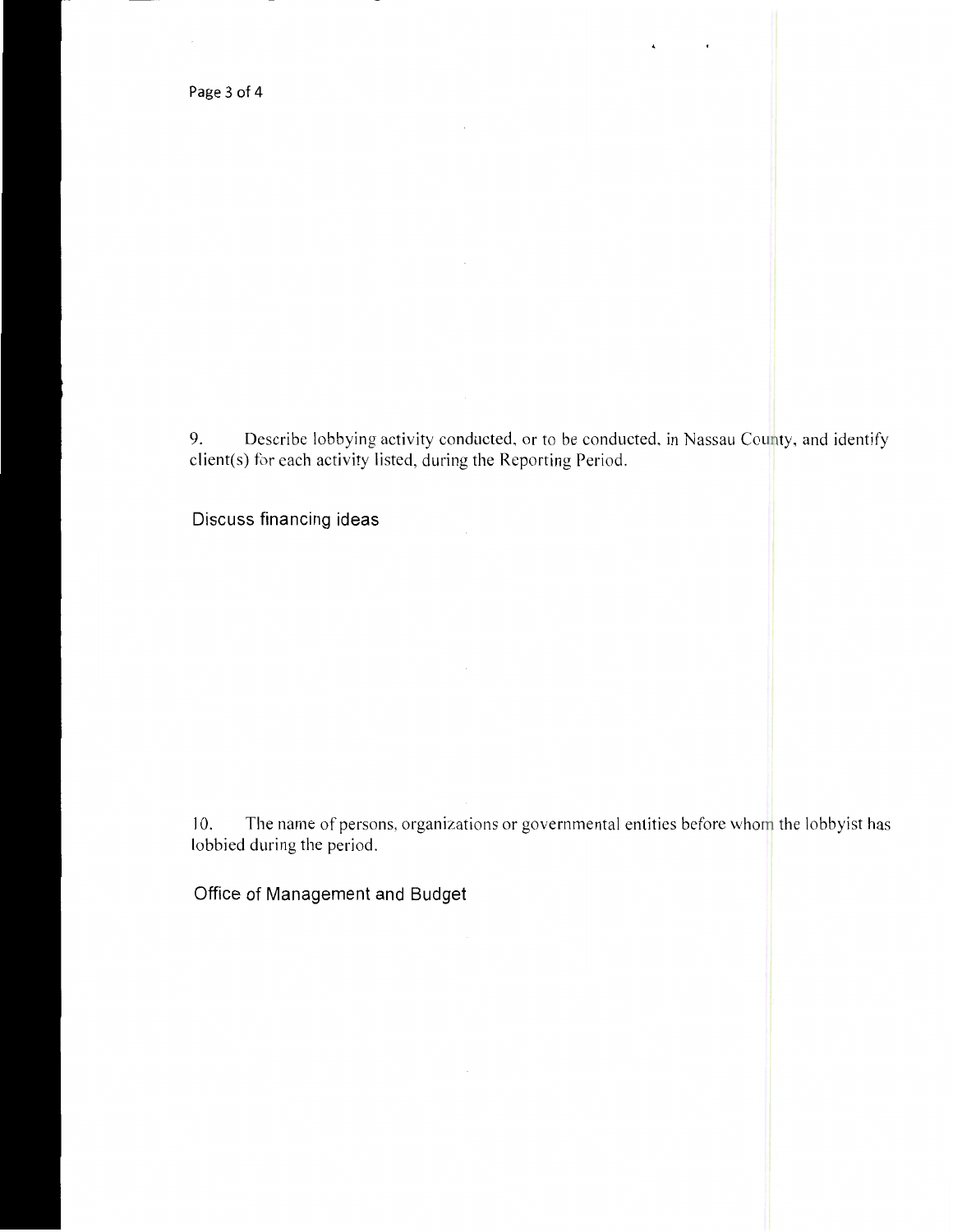9. Describe lobbying activity conducted, or to be conducted, in Nassau County, and identify client(s) for each activity listed, during the Reporting Period.

Discuss financing ideas

10. The name of persons, organizations or governmental entities before whom the lobbyist has lobbied during the period.

Office of Management and Budget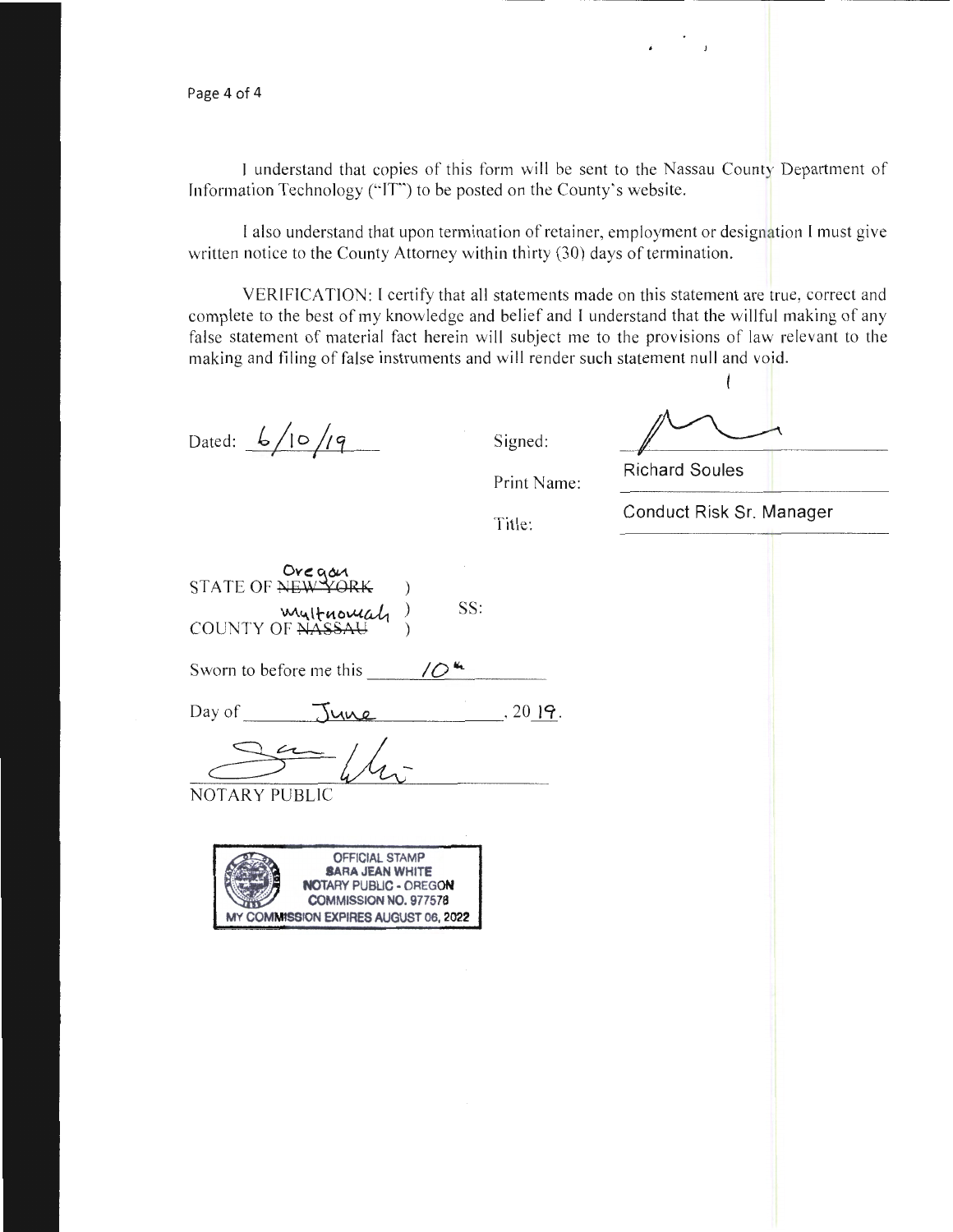I understand that copies of this form will be sent to the Nassau County Department of Information Technology ("IT") to be posted on the County's website.

I also understand that upon termination of retainer, employment or designation I must give written notice to the County Attorney within thirty (30) days of termination.

VERIFICATION: I certify that all statements made on this statement are true, correct and complete to the best of my knowledge and belief and I understand that the willful making of any false statement of material fact herein will subject me to the provisions of law relevant to the making and filing of false instruments and will render such statement null and void.

Dated: 6/10/19

Signed: [signature]

Print Name: Richard Soules

Title: Conduct Risk Sr. Manager

STATE OF ~~NEW YORK~~ Oregon )
) SS:
COUNTY OF ~~NASSAU~~ Multnomah )

Sworn to before me this 10th

Day of June, 2019.

[signature]

NOTARY PUBLIC

OFFICIAL STAMP
SARA JEAN WHITE
NOTARY PUBLIC - OREGON
COMMISSION NO. 977578
MY COMMISSION EXPIRES AUGUST 06, 2022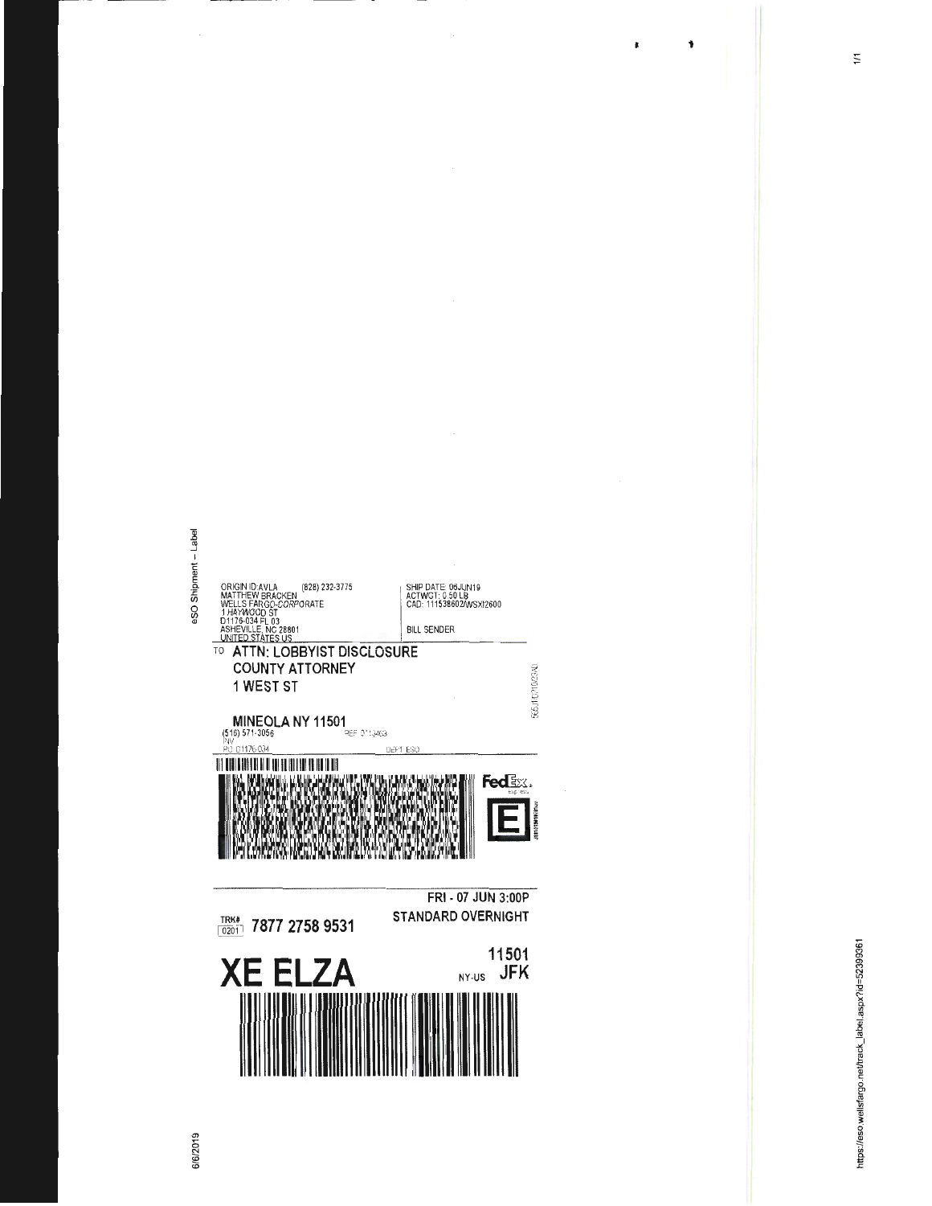eSO Shipment – Label

ORIGIN ID:AVLA (828) 232-3775
MATTHEW BRACKEN
WELLS FARGO-CORPORATE
1 HAYWOOD ST
D1176-034 FL 03
ASHEVILLE, NC 28801
UNITED STATES US

SHIP DATE: 06JUN19
ACTWGT: 0.50 LB
CAD: 111538602/WSXI2600

BILL SENDER

TO **ATTN: LOBBYIST DISCLOSURE**
**COUNTY ATTORNEY**
**1 WEST ST**

**MINEOLA NY 11501**
(516) 571-3056 REF: 0113403
INV
PO: D1176-034 DEPT: ESO

565J1D/10C3/A6

FedEx Express

E

**FRI - 07 JUN 3:00P**
**STANDARD OVERNIGHT**

TRK# 0201 **7877 2758 9531**

**XE ELZA**

**11501**
NY-US **JFK**

6/6/2019

https://eso.wellsfargo.net/track_label.aspx?id=52399361